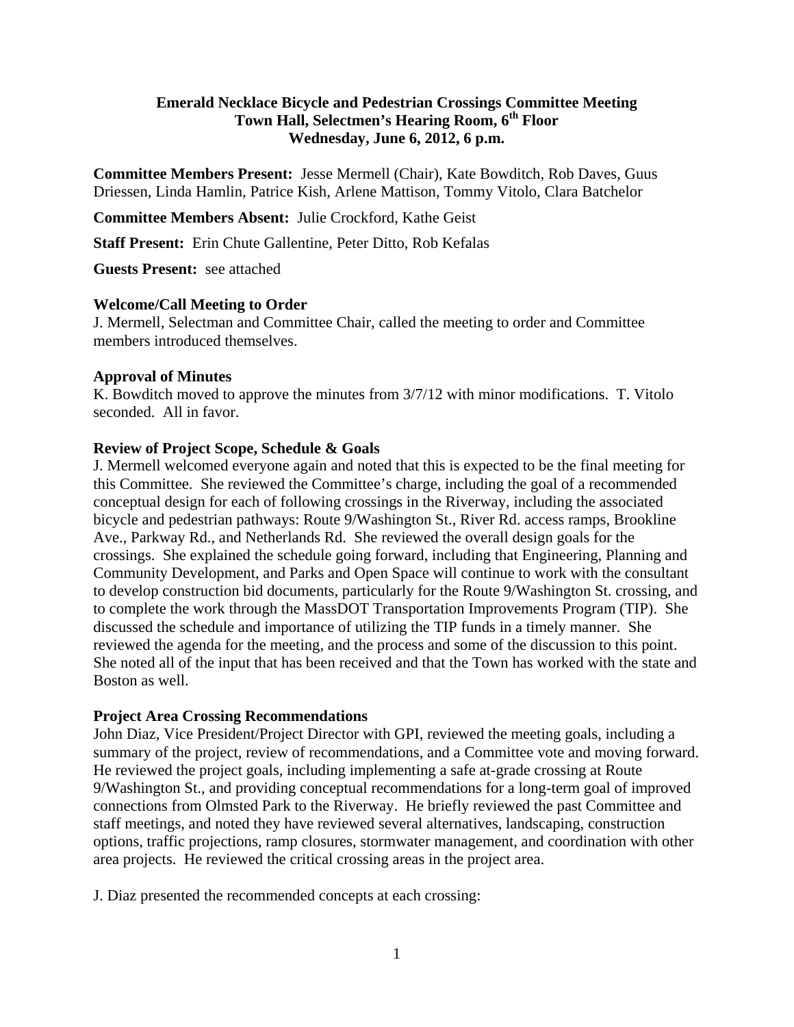**Emerald Necklace Bicycle and Pedestrian Crossings Committee Meeting**
**Town Hall, Selectmen's Hearing Room, 6th Floor**
**Wednesday, June 6, 2012, 6 p.m.**

**Committee Members Present:** Jesse Mermell (Chair), Kate Bowditch, Rob Daves, Guus Driessen, Linda Hamlin, Patrice Kish, Arlene Mattison, Tommy Vitolo, Clara Batchelor

**Committee Members Absent:** Julie Crockford, Kathe Geist

**Staff Present:** Erin Chute Gallentine, Peter Ditto, Rob Kefalas

**Guests Present:** see attached

**Welcome/Call Meeting to Order**

J. Mermell, Selectman and Committee Chair, called the meeting to order and Committee members introduced themselves.

**Approval of Minutes**

K. Bowditch moved to approve the minutes from 3/7/12 with minor modifications. T. Vitolo seconded. All in favor.

**Review of Project Scope, Schedule & Goals**

J. Mermell welcomed everyone again and noted that this is expected to be the final meeting for this Committee. She reviewed the Committee's charge, including the goal of a recommended conceptual design for each of following crossings in the Riverway, including the associated bicycle and pedestrian pathways: Route 9/Washington St., River Rd. access ramps, Brookline Ave., Parkway Rd., and Netherlands Rd. She reviewed the overall design goals for the crossings. She explained the schedule going forward, including that Engineering, Planning and Community Development, and Parks and Open Space will continue to work with the consultant to develop construction bid documents, particularly for the Route 9/Washington St. crossing, and to complete the work through the MassDOT Transportation Improvements Program (TIP). She discussed the schedule and importance of utilizing the TIP funds in a timely manner. She reviewed the agenda for the meeting, and the process and some of the discussion to this point. She noted all of the input that has been received and that the Town has worked with the state and Boston as well.

**Project Area Crossing Recommendations**

John Diaz, Vice President/Project Director with GPI, reviewed the meeting goals, including a summary of the project, review of recommendations, and a Committee vote and moving forward. He reviewed the project goals, including implementing a safe at-grade crossing at Route 9/Washington St., and providing conceptual recommendations for a long-term goal of improved connections from Olmsted Park to the Riverway. He briefly reviewed the past Committee and staff meetings, and noted they have reviewed several alternatives, landscaping, construction options, traffic projections, ramp closures, stormwater management, and coordination with other area projects. He reviewed the critical crossing areas in the project area.

J. Diaz presented the recommended concepts at each crossing: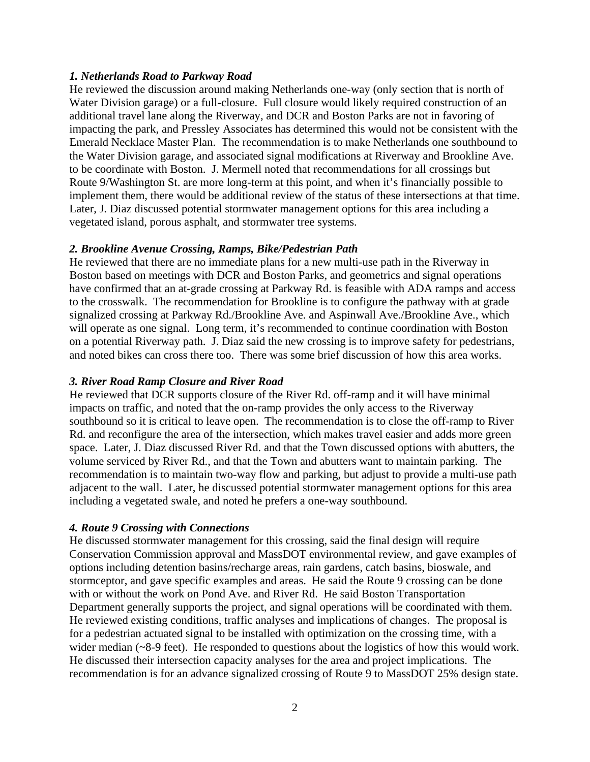***1. Netherlands Road to Parkway Road***

He reviewed the discussion around making Netherlands one-way (only section that is north of Water Division garage) or a full-closure. Full closure would likely required construction of an additional travel lane along the Riverway, and DCR and Boston Parks are not in favoring of impacting the park, and Pressley Associates has determined this would not be consistent with the Emerald Necklace Master Plan. The recommendation is to make Netherlands one southbound to the Water Division garage, and associated signal modifications at Riverway and Brookline Ave. to be coordinate with Boston. J. Mermell noted that recommendations for all crossings but Route 9/Washington St. are more long-term at this point, and when it's financially possible to implement them, there would be additional review of the status of these intersections at that time. Later, J. Diaz discussed potential stormwater management options for this area including a vegetated island, porous asphalt, and stormwater tree systems.

***2. Brookline Avenue Crossing, Ramps, Bike/Pedestrian Path***

He reviewed that there are no immediate plans for a new multi-use path in the Riverway in Boston based on meetings with DCR and Boston Parks, and geometrics and signal operations have confirmed that an at-grade crossing at Parkway Rd. is feasible with ADA ramps and access to the crosswalk. The recommendation for Brookline is to configure the pathway with at grade signalized crossing at Parkway Rd./Brookline Ave. and Aspinwall Ave./Brookline Ave., which will operate as one signal. Long term, it's recommended to continue coordination with Boston on a potential Riverway path. J. Diaz said the new crossing is to improve safety for pedestrians, and noted bikes can cross there too. There was some brief discussion of how this area works.

***3. River Road Ramp Closure and River Road***

He reviewed that DCR supports closure of the River Rd. off-ramp and it will have minimal impacts on traffic, and noted that the on-ramp provides the only access to the Riverway southbound so it is critical to leave open. The recommendation is to close the off-ramp to River Rd. and reconfigure the area of the intersection, which makes travel easier and adds more green space. Later, J. Diaz discussed River Rd. and that the Town discussed options with abutters, the volume serviced by River Rd., and that the Town and abutters want to maintain parking. The recommendation is to maintain two-way flow and parking, but adjust to provide a multi-use path adjacent to the wall. Later, he discussed potential stormwater management options for this area including a vegetated swale, and noted he prefers a one-way southbound.

***4. Route 9 Crossing with Connections***

He discussed stormwater management for this crossing, said the final design will require Conservation Commission approval and MassDOT environmental review, and gave examples of options including detention basins/recharge areas, rain gardens, catch basins, bioswale, and stormceptor, and gave specific examples and areas. He said the Route 9 crossing can be done with or without the work on Pond Ave. and River Rd. He said Boston Transportation Department generally supports the project, and signal operations will be coordinated with them. He reviewed existing conditions, traffic analyses and implications of changes. The proposal is for a pedestrian actuated signal to be installed with optimization on the crossing time, with a wider median (~8-9 feet). He responded to questions about the logistics of how this would work. He discussed their intersection capacity analyses for the area and project implications. The recommendation is for an advance signalized crossing of Route 9 to MassDOT 25% design state.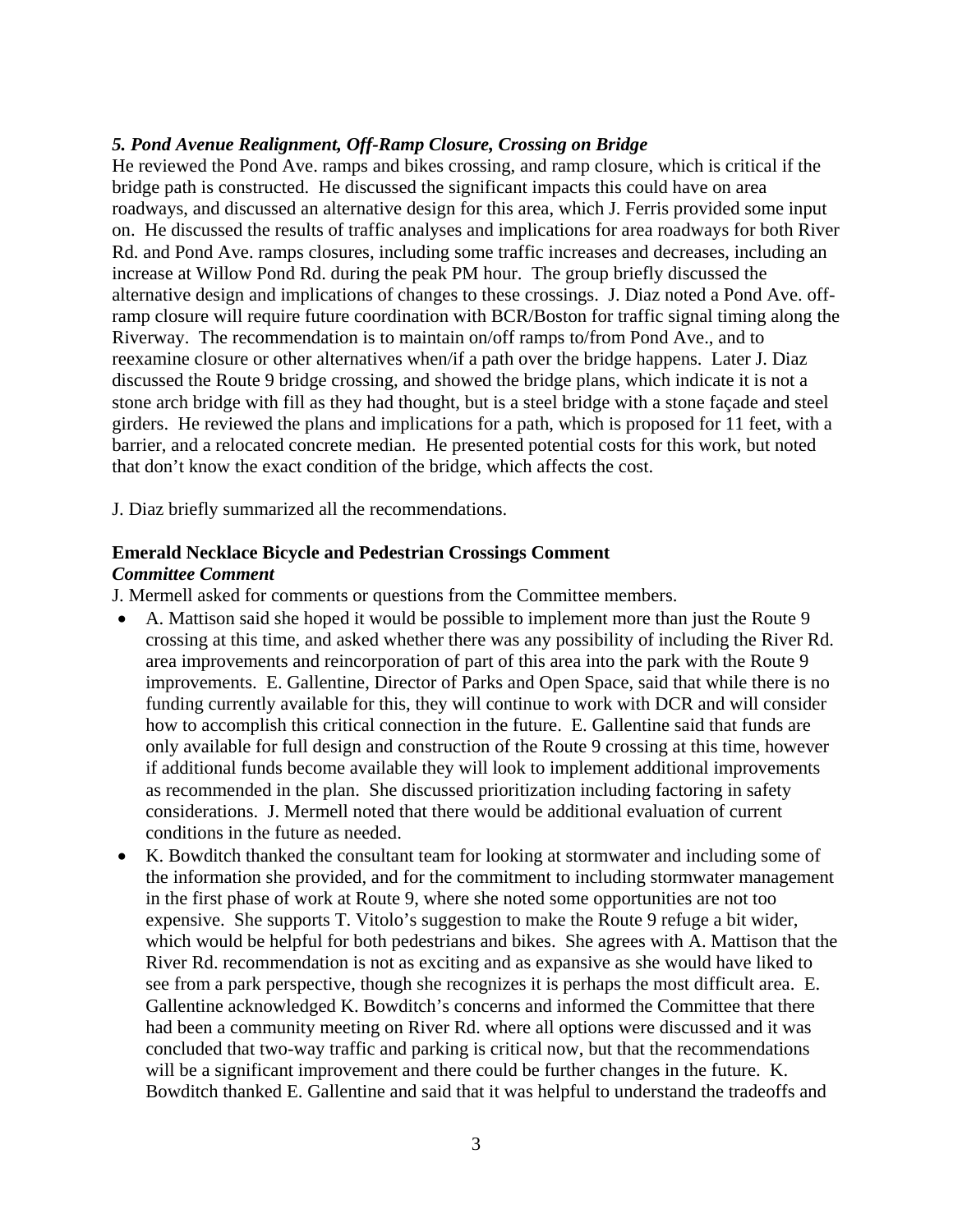*5. Pond Avenue Realignment, Off-Ramp Closure, Crossing on Bridge*

He reviewed the Pond Ave. ramps and bikes crossing, and ramp closure, which is critical if the bridge path is constructed. He discussed the significant impacts this could have on area roadways, and discussed an alternative design for this area, which J. Ferris provided some input on. He discussed the results of traffic analyses and implications for area roadways for both River Rd. and Pond Ave. ramps closures, including some traffic increases and decreases, including an increase at Willow Pond Rd. during the peak PM hour. The group briefly discussed the alternative design and implications of changes to these crossings. J. Diaz noted a Pond Ave. off-ramp closure will require future coordination with BCR/Boston for traffic signal timing along the Riverway. The recommendation is to maintain on/off ramps to/from Pond Ave., and to reexamine closure or other alternatives when/if a path over the bridge happens. Later J. Diaz discussed the Route 9 bridge crossing, and showed the bridge plans, which indicate it is not a stone arch bridge with fill as they had thought, but is a steel bridge with a stone façade and steel girders. He reviewed the plans and implications for a path, which is proposed for 11 feet, with a barrier, and a relocated concrete median. He presented potential costs for this work, but noted that don't know the exact condition of the bridge, which affects the cost.

J. Diaz briefly summarized all the recommendations.

**Emerald Necklace Bicycle and Pedestrian Crossings Comment**

***Committee Comment***

J. Mermell asked for comments or questions from the Committee members.

- A. Mattison said she hoped it would be possible to implement more than just the Route 9 crossing at this time, and asked whether there was any possibility of including the River Rd. area improvements and reincorporation of part of this area into the park with the Route 9 improvements. E. Gallentine, Director of Parks and Open Space, said that while there is no funding currently available for this, they will continue to work with DCR and will consider how to accomplish this critical connection in the future. E. Gallentine said that funds are only available for full design and construction of the Route 9 crossing at this time, however if additional funds become available they will look to implement additional improvements as recommended in the plan. She discussed prioritization including factoring in safety considerations. J. Mermell noted that there would be additional evaluation of current conditions in the future as needed.
- K. Bowditch thanked the consultant team for looking at stormwater and including some of the information she provided, and for the commitment to including stormwater management in the first phase of work at Route 9, where she noted some opportunities are not too expensive. She supports T. Vitolo's suggestion to make the Route 9 refuge a bit wider, which would be helpful for both pedestrians and bikes. She agrees with A. Mattison that the River Rd. recommendation is not as exciting and as expansive as she would have liked to see from a park perspective, though she recognizes it is perhaps the most difficult area. E. Gallentine acknowledged K. Bowditch's concerns and informed the Committee that there had been a community meeting on River Rd. where all options were discussed and it was concluded that two-way traffic and parking is critical now, but that the recommendations will be a significant improvement and there could be further changes in the future. K. Bowditch thanked E. Gallentine and said that it was helpful to understand the tradeoffs and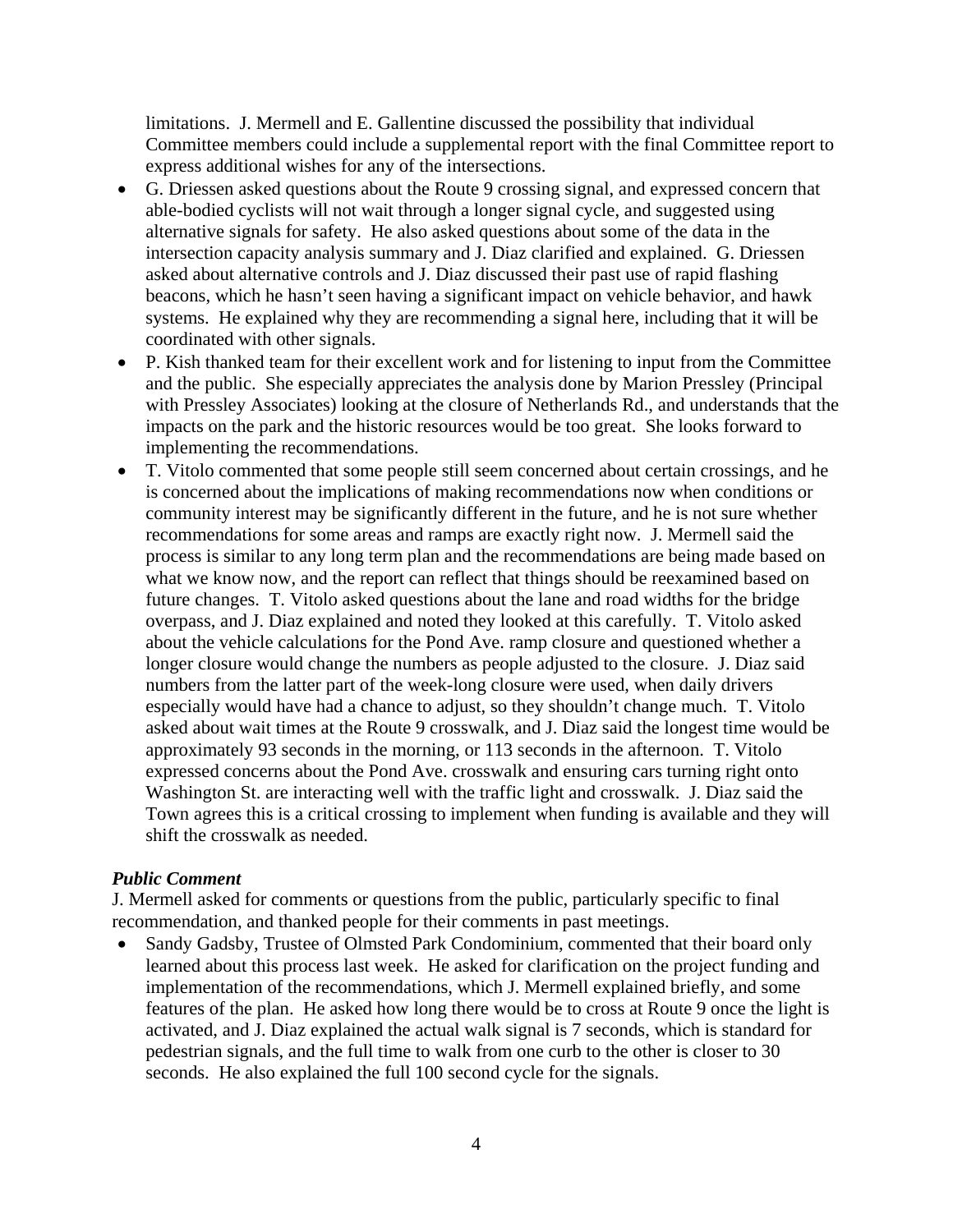limitations. J. Mermell and E. Gallentine discussed the possibility that individual Committee members could include a supplemental report with the final Committee report to express additional wishes for any of the intersections.

- G. Driessen asked questions about the Route 9 crossing signal, and expressed concern that able-bodied cyclists will not wait through a longer signal cycle, and suggested using alternative signals for safety. He also asked questions about some of the data in the intersection capacity analysis summary and J. Diaz clarified and explained. G. Driessen asked about alternative controls and J. Diaz discussed their past use of rapid flashing beacons, which he hasn't seen having a significant impact on vehicle behavior, and hawk systems. He explained why they are recommending a signal here, including that it will be coordinated with other signals.
- P. Kish thanked team for their excellent work and for listening to input from the Committee and the public. She especially appreciates the analysis done by Marion Pressley (Principal with Pressley Associates) looking at the closure of Netherlands Rd., and understands that the impacts on the park and the historic resources would be too great. She looks forward to implementing the recommendations.
- T. Vitolo commented that some people still seem concerned about certain crossings, and he is concerned about the implications of making recommendations now when conditions or community interest may be significantly different in the future, and he is not sure whether recommendations for some areas and ramps are exactly right now. J. Mermell said the process is similar to any long term plan and the recommendations are being made based on what we know now, and the report can reflect that things should be reexamined based on future changes. T. Vitolo asked questions about the lane and road widths for the bridge overpass, and J. Diaz explained and noted they looked at this carefully. T. Vitolo asked about the vehicle calculations for the Pond Ave. ramp closure and questioned whether a longer closure would change the numbers as people adjusted to the closure. J. Diaz said numbers from the latter part of the week-long closure were used, when daily drivers especially would have had a chance to adjust, so they shouldn't change much. T. Vitolo asked about wait times at the Route 9 crosswalk, and J. Diaz said the longest time would be approximately 93 seconds in the morning, or 113 seconds in the afternoon. T. Vitolo expressed concerns about the Pond Ave. crosswalk and ensuring cars turning right onto Washington St. are interacting well with the traffic light and crosswalk. J. Diaz said the Town agrees this is a critical crossing to implement when funding is available and they will shift the crosswalk as needed.

***Public Comment***

J. Mermell asked for comments or questions from the public, particularly specific to final recommendation, and thanked people for their comments in past meetings.

- Sandy Gadsby, Trustee of Olmsted Park Condominium, commented that their board only learned about this process last week. He asked for clarification on the project funding and implementation of the recommendations, which J. Mermell explained briefly, and some features of the plan. He asked how long there would be to cross at Route 9 once the light is activated, and J. Diaz explained the actual walk signal is 7 seconds, which is standard for pedestrian signals, and the full time to walk from one curb to the other is closer to 30 seconds. He also explained the full 100 second cycle for the signals.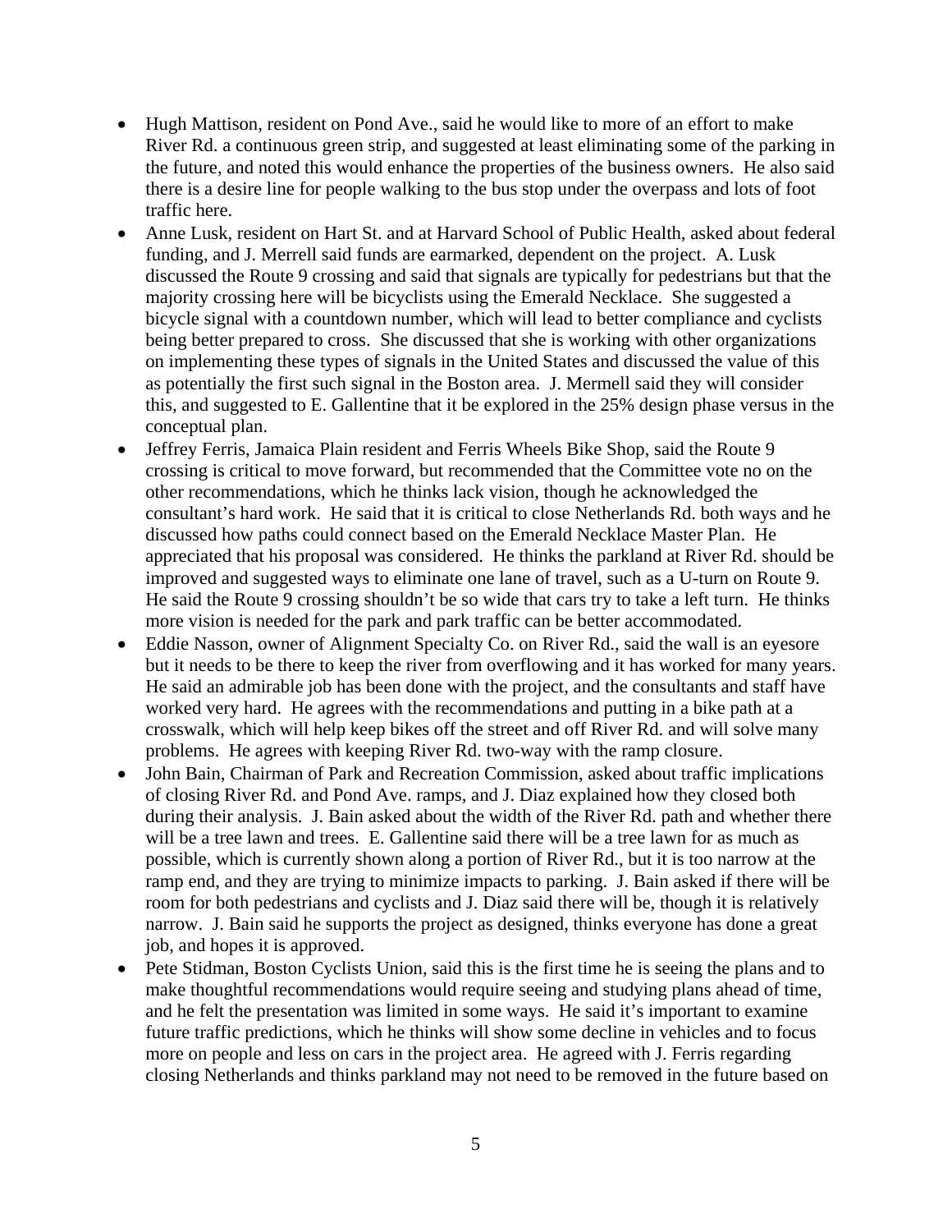- Hugh Mattison, resident on Pond Ave., said he would like to more of an effort to make River Rd. a continuous green strip, and suggested at least eliminating some of the parking in the future, and noted this would enhance the properties of the business owners. He also said there is a desire line for people walking to the bus stop under the overpass and lots of foot traffic here.
- Anne Lusk, resident on Hart St. and at Harvard School of Public Health, asked about federal funding, and J. Merrell said funds are earmarked, dependent on the project. A. Lusk discussed the Route 9 crossing and said that signals are typically for pedestrians but that the majority crossing here will be bicyclists using the Emerald Necklace. She suggested a bicycle signal with a countdown number, which will lead to better compliance and cyclists being better prepared to cross. She discussed that she is working with other organizations on implementing these types of signals in the United States and discussed the value of this as potentially the first such signal in the Boston area. J. Mermell said they will consider this, and suggested to E. Gallentine that it be explored in the 25% design phase versus in the conceptual plan.
- Jeffrey Ferris, Jamaica Plain resident and Ferris Wheels Bike Shop, said the Route 9 crossing is critical to move forward, but recommended that the Committee vote no on the other recommendations, which he thinks lack vision, though he acknowledged the consultant's hard work. He said that it is critical to close Netherlands Rd. both ways and he discussed how paths could connect based on the Emerald Necklace Master Plan. He appreciated that his proposal was considered. He thinks the parkland at River Rd. should be improved and suggested ways to eliminate one lane of travel, such as a U-turn on Route 9. He said the Route 9 crossing shouldn't be so wide that cars try to take a left turn. He thinks more vision is needed for the park and park traffic can be better accommodated.
- Eddie Nasson, owner of Alignment Specialty Co. on River Rd., said the wall is an eyesore but it needs to be there to keep the river from overflowing and it has worked for many years. He said an admirable job has been done with the project, and the consultants and staff have worked very hard. He agrees with the recommendations and putting in a bike path at a crosswalk, which will help keep bikes off the street and off River Rd. and will solve many problems. He agrees with keeping River Rd. two-way with the ramp closure.
- John Bain, Chairman of Park and Recreation Commission, asked about traffic implications of closing River Rd. and Pond Ave. ramps, and J. Diaz explained how they closed both during their analysis. J. Bain asked about the width of the River Rd. path and whether there will be a tree lawn and trees. E. Gallentine said there will be a tree lawn for as much as possible, which is currently shown along a portion of River Rd., but it is too narrow at the ramp end, and they are trying to minimize impacts to parking. J. Bain asked if there will be room for both pedestrians and cyclists and J. Diaz said there will be, though it is relatively narrow. J. Bain said he supports the project as designed, thinks everyone has done a great job, and hopes it is approved.
- Pete Stidman, Boston Cyclists Union, said this is the first time he is seeing the plans and to make thoughtful recommendations would require seeing and studying plans ahead of time, and he felt the presentation was limited in some ways. He said it's important to examine future traffic predictions, which he thinks will show some decline in vehicles and to focus more on people and less on cars in the project area. He agreed with J. Ferris regarding closing Netherlands and thinks parkland may not need to be removed in the future based on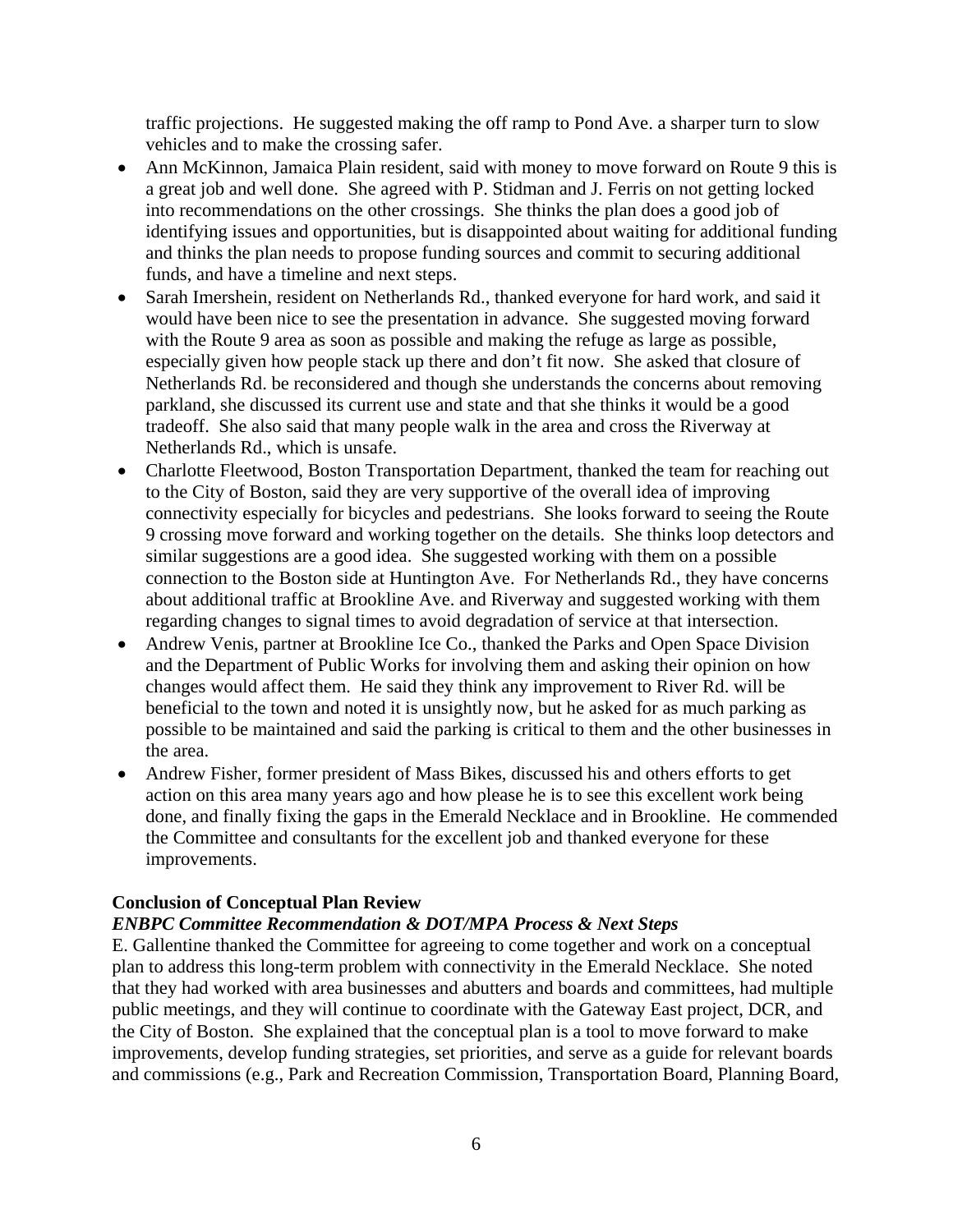traffic projections. He suggested making the off ramp to Pond Ave. a sharper turn to slow vehicles and to make the crossing safer.

- Ann McKinnon, Jamaica Plain resident, said with money to move forward on Route 9 this is a great job and well done. She agreed with P. Stidman and J. Ferris on not getting locked into recommendations on the other crossings. She thinks the plan does a good job of identifying issues and opportunities, but is disappointed about waiting for additional funding and thinks the plan needs to propose funding sources and commit to securing additional funds, and have a timeline and next steps.
- Sarah Imershein, resident on Netherlands Rd., thanked everyone for hard work, and said it would have been nice to see the presentation in advance. She suggested moving forward with the Route 9 area as soon as possible and making the refuge as large as possible, especially given how people stack up there and don't fit now. She asked that closure of Netherlands Rd. be reconsidered and though she understands the concerns about removing parkland, she discussed its current use and state and that she thinks it would be a good tradeoff. She also said that many people walk in the area and cross the Riverway at Netherlands Rd., which is unsafe.
- Charlotte Fleetwood, Boston Transportation Department, thanked the team for reaching out to the City of Boston, said they are very supportive of the overall idea of improving connectivity especially for bicycles and pedestrians. She looks forward to seeing the Route 9 crossing move forward and working together on the details. She thinks loop detectors and similar suggestions are a good idea. She suggested working with them on a possible connection to the Boston side at Huntington Ave. For Netherlands Rd., they have concerns about additional traffic at Brookline Ave. and Riverway and suggested working with them regarding changes to signal times to avoid degradation of service at that intersection.
- Andrew Venis, partner at Brookline Ice Co., thanked the Parks and Open Space Division and the Department of Public Works for involving them and asking their opinion on how changes would affect them. He said they think any improvement to River Rd. will be beneficial to the town and noted it is unsightly now, but he asked for as much parking as possible to be maintained and said the parking is critical to them and the other businesses in the area.
- Andrew Fisher, former president of Mass Bikes, discussed his and others efforts to get action on this area many years ago and how please he is to see this excellent work being done, and finally fixing the gaps in the Emerald Necklace and in Brookline. He commended the Committee and consultants for the excellent job and thanked everyone for these improvements.

**Conclusion of Conceptual Plan Review**

***ENBPC Committee Recommendation & DOT/MPA Process & Next Steps***

E. Gallentine thanked the Committee for agreeing to come together and work on a conceptual plan to address this long-term problem with connectivity in the Emerald Necklace. She noted that they had worked with area businesses and abutters and boards and committees, had multiple public meetings, and they will continue to coordinate with the Gateway East project, DCR, and the City of Boston. She explained that the conceptual plan is a tool to move forward to make improvements, develop funding strategies, set priorities, and serve as a guide for relevant boards and commissions (e.g., Park and Recreation Commission, Transportation Board, Planning Board,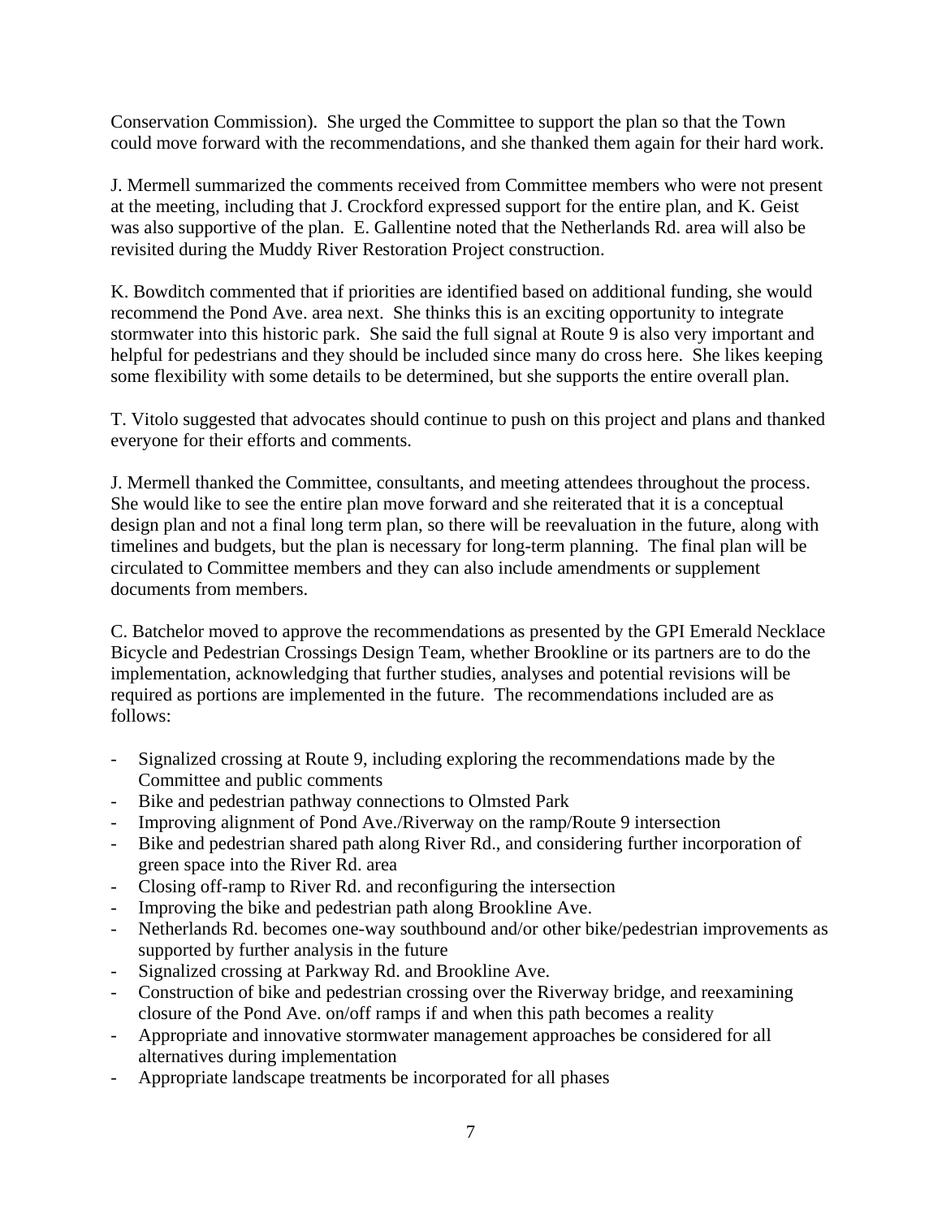Conservation Commission). She urged the Committee to support the plan so that the Town could move forward with the recommendations, and she thanked them again for their hard work.

J. Mermell summarized the comments received from Committee members who were not present at the meeting, including that J. Crockford expressed support for the entire plan, and K. Geist was also supportive of the plan. E. Gallentine noted that the Netherlands Rd. area will also be revisited during the Muddy River Restoration Project construction.

K. Bowditch commented that if priorities are identified based on additional funding, she would recommend the Pond Ave. area next. She thinks this is an exciting opportunity to integrate stormwater into this historic park. She said the full signal at Route 9 is also very important and helpful for pedestrians and they should be included since many do cross here. She likes keeping some flexibility with some details to be determined, but she supports the entire overall plan.

T. Vitolo suggested that advocates should continue to push on this project and plans and thanked everyone for their efforts and comments.

J. Mermell thanked the Committee, consultants, and meeting attendees throughout the process. She would like to see the entire plan move forward and she reiterated that it is a conceptual design plan and not a final long term plan, so there will be reevaluation in the future, along with timelines and budgets, but the plan is necessary for long-term planning. The final plan will be circulated to Committee members and they can also include amendments or supplement documents from members.

C. Batchelor moved to approve the recommendations as presented by the GPI Emerald Necklace Bicycle and Pedestrian Crossings Design Team, whether Brookline or its partners are to do the implementation, acknowledging that further studies, analyses and potential revisions will be required as portions are implemented in the future. The recommendations included are as follows:

- Signalized crossing at Route 9, including exploring the recommendations made by the Committee and public comments
- Bike and pedestrian pathway connections to Olmsted Park
- Improving alignment of Pond Ave./Riverway on the ramp/Route 9 intersection
- Bike and pedestrian shared path along River Rd., and considering further incorporation of green space into the River Rd. area
- Closing off-ramp to River Rd. and reconfiguring the intersection
- Improving the bike and pedestrian path along Brookline Ave.
- Netherlands Rd. becomes one-way southbound and/or other bike/pedestrian improvements as supported by further analysis in the future
- Signalized crossing at Parkway Rd. and Brookline Ave.
- Construction of bike and pedestrian crossing over the Riverway bridge, and reexamining closure of the Pond Ave. on/off ramps if and when this path becomes a reality
- Appropriate and innovative stormwater management approaches be considered for all alternatives during implementation
- Appropriate landscape treatments be incorporated for all phases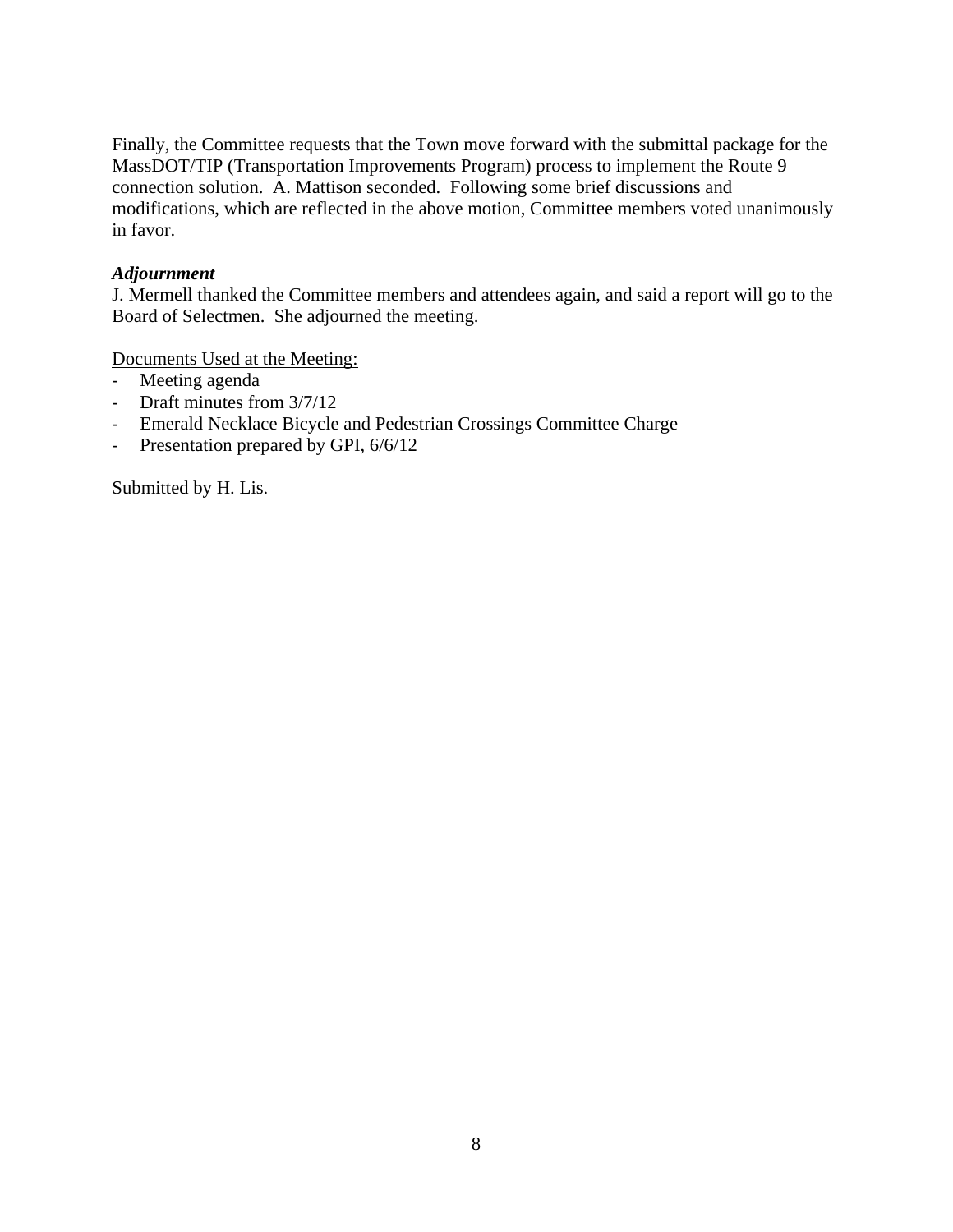Finally, the Committee requests that the Town move forward with the submittal package for the MassDOT/TIP (Transportation Improvements Program) process to implement the Route 9 connection solution. A. Mattison seconded. Following some brief discussions and modifications, which are reflected in the above motion, Committee members voted unanimously in favor.

***Adjournment***

J. Mermell thanked the Committee members and attendees again, and said a report will go to the Board of Selectmen. She adjourned the meeting.

<u>Documents Used at the Meeting:</u>

- Meeting agenda
- Draft minutes from 3/7/12
- Emerald Necklace Bicycle and Pedestrian Crossings Committee Charge
- Presentation prepared by GPI, 6/6/12

Submitted by H. Lis.